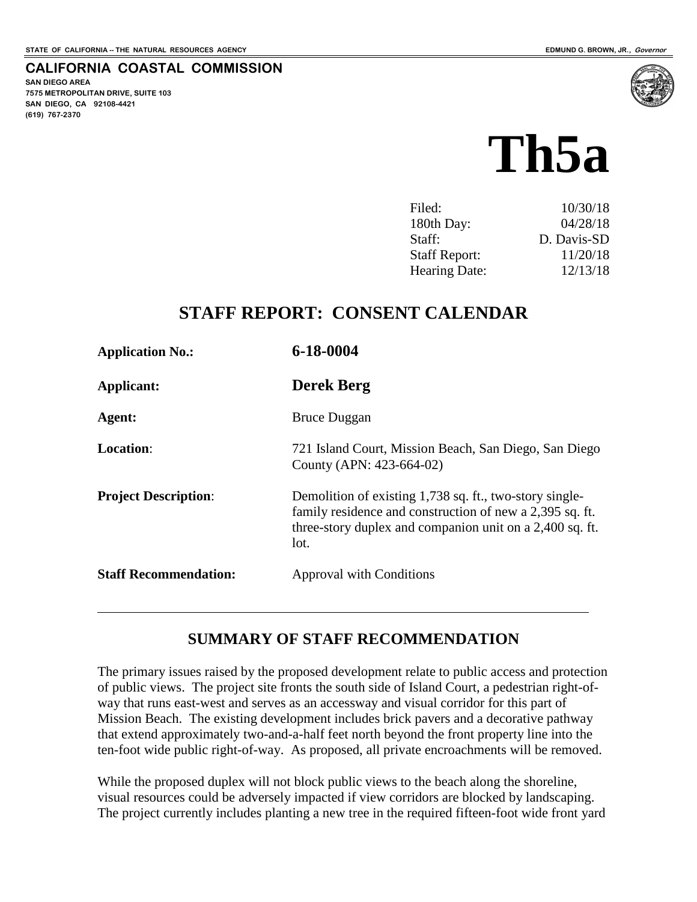STATE OF CALIFORNIA -- THE NATURAL RESOURCES AGENCY

EDMUND G. BROWN, JR., *Governor*

**CALIFORNIA COASTAL COMMISSION**
**SAN DIEGO AREA**
**7575 METROPOLITAN DRIVE, SUITE 103**
**SAN DIEGO, CA 92108-4421**
**(619) 767-2370**

# Th5a

| | |
|---|---|
| Filed: | 10/30/18 |
| 180th Day: | 04/28/18 |
| Staff: | D. Davis-SD |
| Staff Report: | 11/20/18 |
| Hearing Date: | 12/13/18 |

## STAFF REPORT: CONSENT CALENDAR

| | |
|---|---|
| **Application No.:** | **6-18-0004** |
| **Applicant:** | **Derek Berg** |
| **Agent:** | Bruce Duggan |
| **Location**: | 721 Island Court, Mission Beach, San Diego, San Diego County (APN: 423-664-02) |
| **Project Description**: | Demolition of existing 1,738 sq. ft., two-story single-family residence and construction of new a 2,395 sq. ft. three-story duplex and companion unit on a 2,400 sq. ft. lot. |
| **Staff Recommendation:** | Approval with Conditions |

---

## SUMMARY OF STAFF RECOMMENDATION

The primary issues raised by the proposed development relate to public access and protection of public views. The project site fronts the south side of Island Court, a pedestrian right-of-way that runs east-west and serves as an accessway and visual corridor for this part of Mission Beach. The existing development includes brick pavers and a decorative pathway that extend approximately two-and-a-half feet north beyond the front property line into the ten-foot wide public right-of-way. As proposed, all private encroachments will be removed.

While the proposed duplex will not block public views to the beach along the shoreline, visual resources could be adversely impacted if view corridors are blocked by landscaping. The project currently includes planting a new tree in the required fifteen-foot wide front yard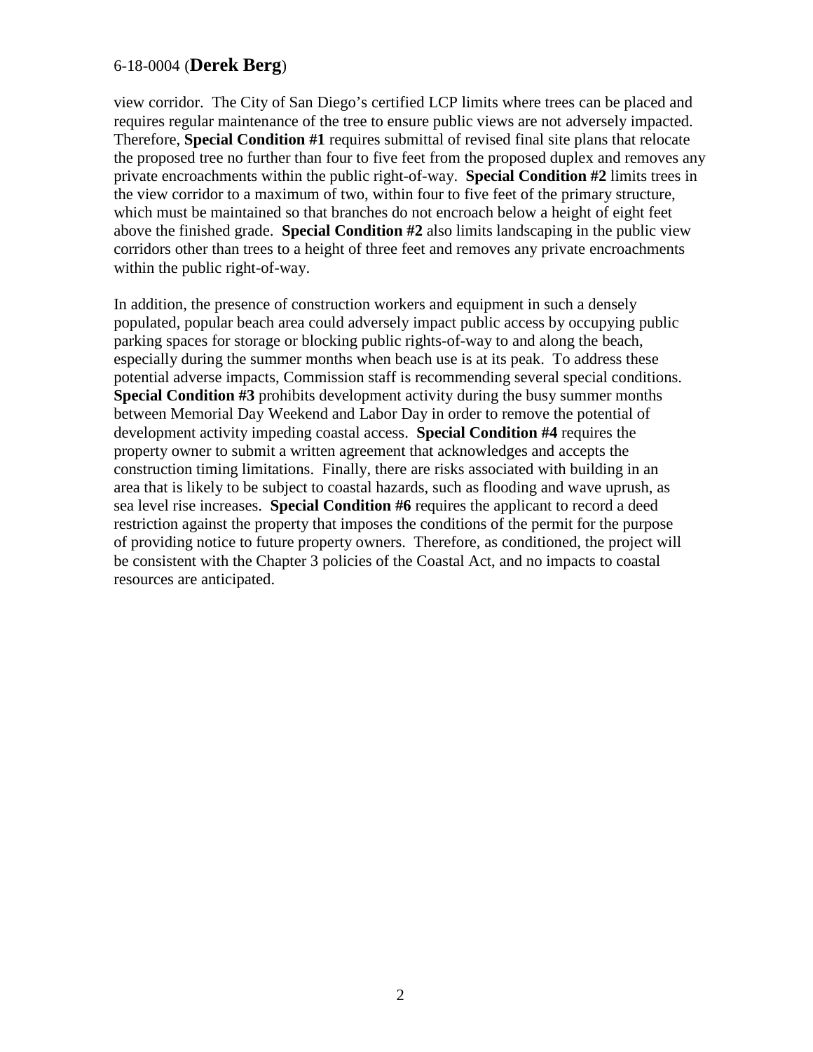view corridor. The City of San Diego's certified LCP limits where trees can be placed and requires regular maintenance of the tree to ensure public views are not adversely impacted. Therefore, **Special Condition #1** requires submittal of revised final site plans that relocate the proposed tree no further than four to five feet from the proposed duplex and removes any private encroachments within the public right-of-way. **Special Condition #2** limits trees in the view corridor to a maximum of two, within four to five feet of the primary structure, which must be maintained so that branches do not encroach below a height of eight feet above the finished grade. **Special Condition #2** also limits landscaping in the public view corridors other than trees to a height of three feet and removes any private encroachments within the public right-of-way.

In addition, the presence of construction workers and equipment in such a densely populated, popular beach area could adversely impact public access by occupying public parking spaces for storage or blocking public rights-of-way to and along the beach, especially during the summer months when beach use is at its peak. To address these potential adverse impacts, Commission staff is recommending several special conditions. **Special Condition #3** prohibits development activity during the busy summer months between Memorial Day Weekend and Labor Day in order to remove the potential of development activity impeding coastal access. **Special Condition #4** requires the property owner to submit a written agreement that acknowledges and accepts the construction timing limitations. Finally, there are risks associated with building in an area that is likely to be subject to coastal hazards, such as flooding and wave uprush, as sea level rise increases. **Special Condition #6** requires the applicant to record a deed restriction against the property that imposes the conditions of the permit for the purpose of providing notice to future property owners. Therefore, as conditioned, the project will be consistent with the Chapter 3 policies of the Coastal Act, and no impacts to coastal resources are anticipated.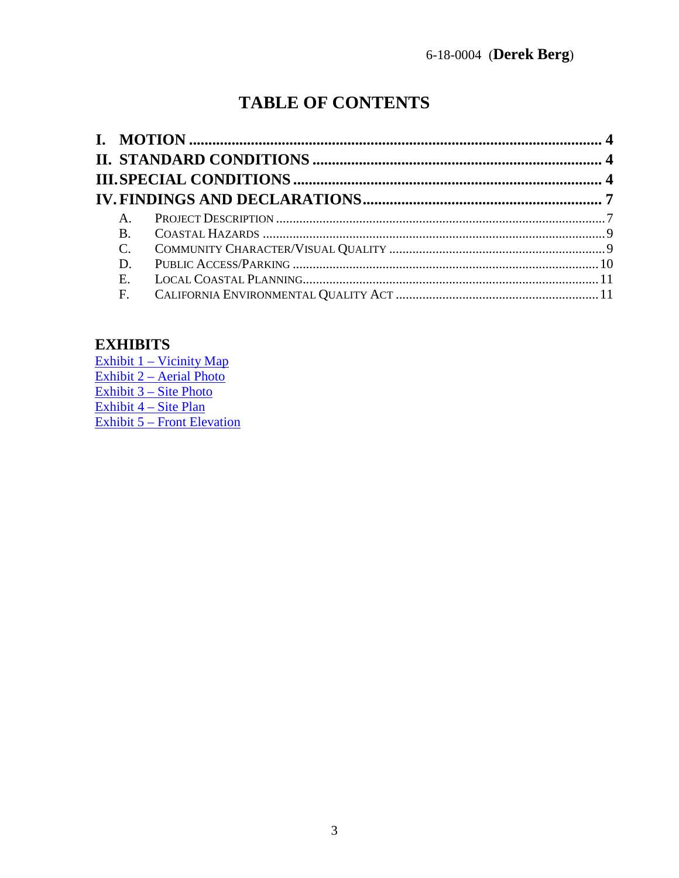# TABLE OF CONTENTS

**I. MOTION** ........................................................................................................ **4**

**II. STANDARD CONDITIONS** ........................................................................... **4**

**III. SPECIAL CONDITIONS** .............................................................................. **4**

**IV. FINDINGS AND DECLARATIONS** ............................................................. **7**

- A. Project Description ....................................................................................... 7
- B. Coastal Hazards ........................................................................................... 9
- C. Community Character/Visual Quality ............................................................. 9
- D. Public Access/Parking ................................................................................ 10
- E. Local Coastal Planning ................................................................................ 11
- F. California Environmental Quality Act ........................................................... 11

## EXHIBITS

Exhibit 1 – Vicinity Map
Exhibit 2 – Aerial Photo
Exhibit 3 – Site Photo
Exhibit 4 – Site Plan
Exhibit 5 – Front Elevation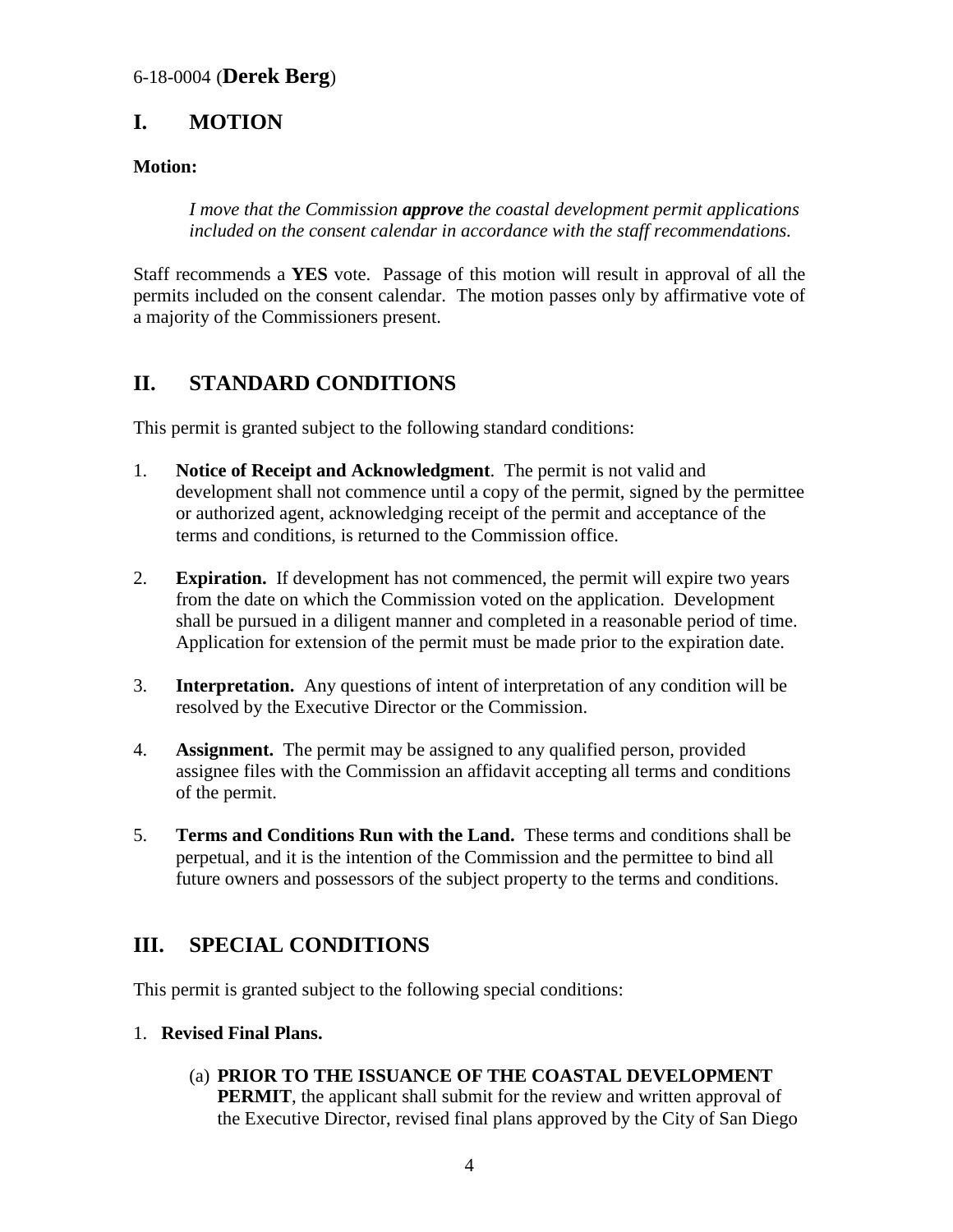## I. MOTION

**Motion:**

> *I move that the Commission **approve** the coastal development permit applications included on the consent calendar in accordance with the staff recommendations.*

Staff recommends a **YES** vote. Passage of this motion will result in approval of all the permits included on the consent calendar. The motion passes only by affirmative vote of a majority of the Commissioners present.

## II. STANDARD CONDITIONS

This permit is granted subject to the following standard conditions:

1. **Notice of Receipt and Acknowledgment**. The permit is not valid and development shall not commence until a copy of the permit, signed by the permittee or authorized agent, acknowledging receipt of the permit and acceptance of the terms and conditions, is returned to the Commission office.

2. **Expiration.** If development has not commenced, the permit will expire two years from the date on which the Commission voted on the application. Development shall be pursued in a diligent manner and completed in a reasonable period of time. Application for extension of the permit must be made prior to the expiration date.

3. **Interpretation.** Any questions of intent of interpretation of any condition will be resolved by the Executive Director or the Commission.

4. **Assignment.** The permit may be assigned to any qualified person, provided assignee files with the Commission an affidavit accepting all terms and conditions of the permit.

5. **Terms and Conditions Run with the Land.** These terms and conditions shall be perpetual, and it is the intention of the Commission and the permittee to bind all future owners and possessors of the subject property to the terms and conditions.

## III. SPECIAL CONDITIONS

This permit is granted subject to the following special conditions:

1. **Revised Final Plans.**

   (a) **PRIOR TO THE ISSUANCE OF THE COASTAL DEVELOPMENT PERMIT**, the applicant shall submit for the review and written approval of the Executive Director, revised final plans approved by the City of San Diego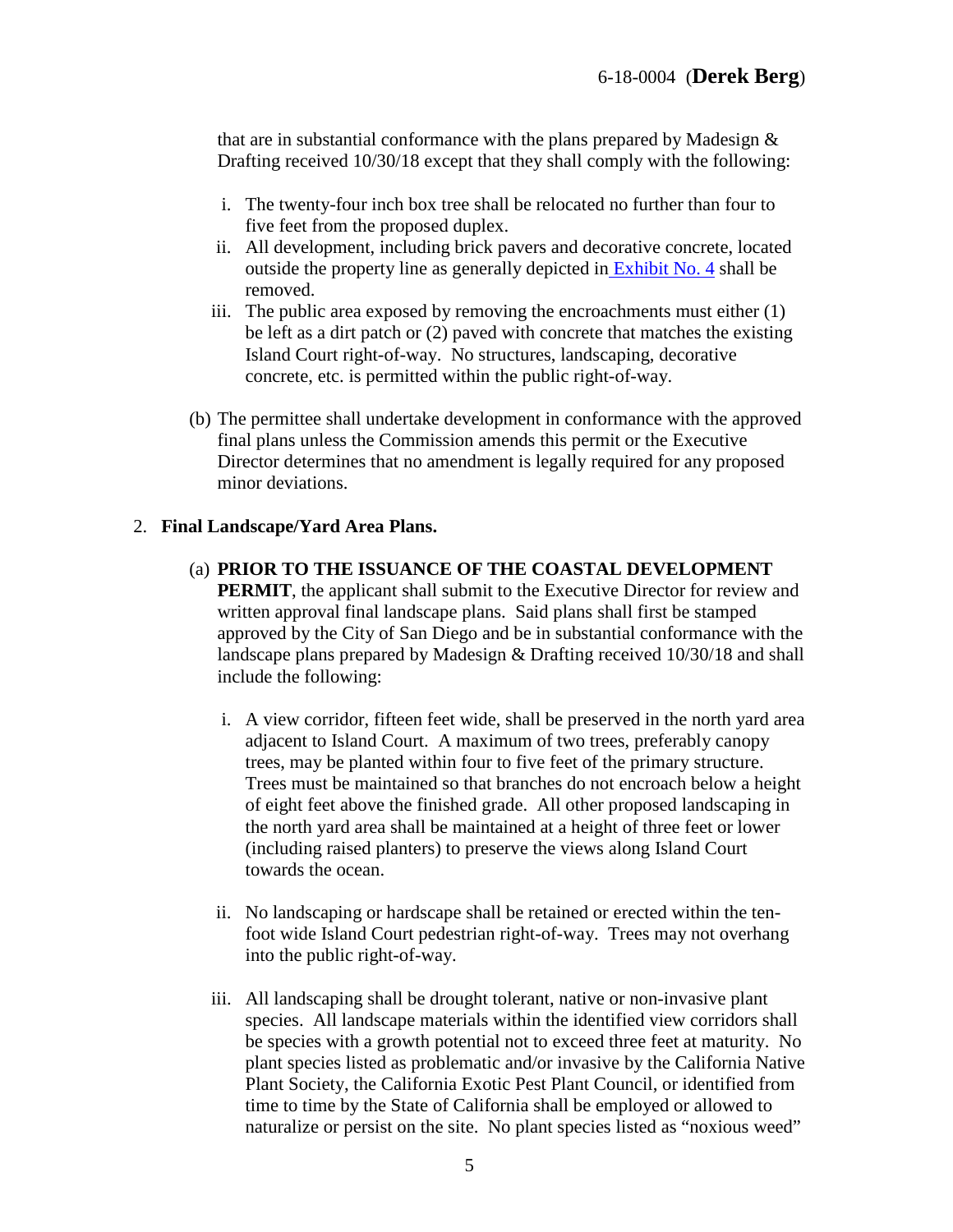that are in substantial conformance with the plans prepared by Madesign & Drafting received 10/30/18 except that they shall comply with the following:

i. The twenty-four inch box tree shall be relocated no further than four to five feet from the proposed duplex.
ii. All development, including brick pavers and decorative concrete, located outside the property line as generally depicted in Exhibit No. 4 shall be removed.
iii. The public area exposed by removing the encroachments must either (1) be left as a dirt patch or (2) paved with concrete that matches the existing Island Court right-of-way. No structures, landscaping, decorative concrete, etc. is permitted within the public right-of-way.

(b) The permittee shall undertake development in conformance with the approved final plans unless the Commission amends this permit or the Executive Director determines that no amendment is legally required for any proposed minor deviations.

2. **Final Landscape/Yard Area Plans.**

(a) **PRIOR TO THE ISSUANCE OF THE COASTAL DEVELOPMENT PERMIT**, the applicant shall submit to the Executive Director for review and written approval final landscape plans. Said plans shall first be stamped approved by the City of San Diego and be in substantial conformance with the landscape plans prepared by Madesign & Drafting received 10/30/18 and shall include the following:

i. A view corridor, fifteen feet wide, shall be preserved in the north yard area adjacent to Island Court. A maximum of two trees, preferably canopy trees, may be planted within four to five feet of the primary structure. Trees must be maintained so that branches do not encroach below a height of eight feet above the finished grade. All other proposed landscaping in the north yard area shall be maintained at a height of three feet or lower (including raised planters) to preserve the views along Island Court towards the ocean.

ii. No landscaping or hardscape shall be retained or erected within the ten-foot wide Island Court pedestrian right-of-way. Trees may not overhang into the public right-of-way.

iii. All landscaping shall be drought tolerant, native or non-invasive plant species. All landscape materials within the identified view corridors shall be species with a growth potential not to exceed three feet at maturity. No plant species listed as problematic and/or invasive by the California Native Plant Society, the California Exotic Pest Plant Council, or identified from time to time by the State of California shall be employed or allowed to naturalize or persist on the site. No plant species listed as "noxious weed"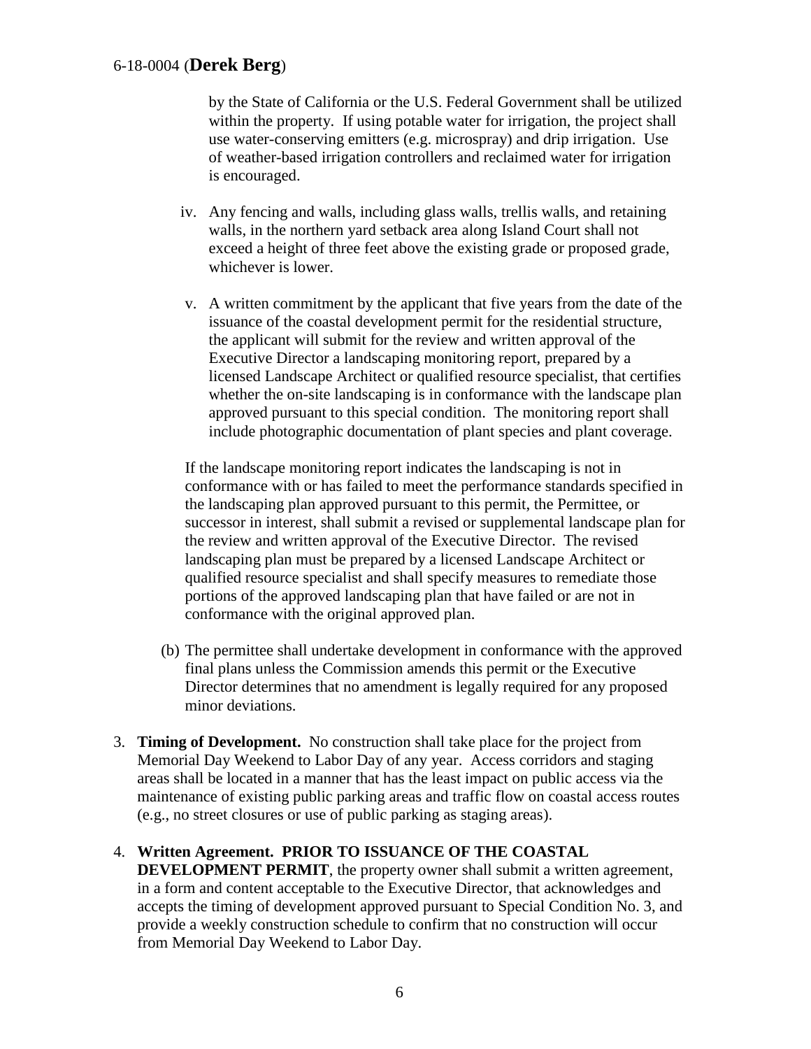by the State of California or the U.S. Federal Government shall be utilized within the property. If using potable water for irrigation, the project shall use water-conserving emitters (e.g. microspray) and drip irrigation. Use of weather-based irrigation controllers and reclaimed water for irrigation is encouraged.

iv. Any fencing and walls, including glass walls, trellis walls, and retaining walls, in the northern yard setback area along Island Court shall not exceed a height of three feet above the existing grade or proposed grade, whichever is lower.

v. A written commitment by the applicant that five years from the date of the issuance of the coastal development permit for the residential structure, the applicant will submit for the review and written approval of the Executive Director a landscaping monitoring report, prepared by a licensed Landscape Architect or qualified resource specialist, that certifies whether the on-site landscaping is in conformance with the landscape plan approved pursuant to this special condition. The monitoring report shall include photographic documentation of plant species and plant coverage.

If the landscape monitoring report indicates the landscaping is not in conformance with or has failed to meet the performance standards specified in the landscaping plan approved pursuant to this permit, the Permittee, or successor in interest, shall submit a revised or supplemental landscape plan for the review and written approval of the Executive Director. The revised landscaping plan must be prepared by a licensed Landscape Architect or qualified resource specialist and shall specify measures to remediate those portions of the approved landscaping plan that have failed or are not in conformance with the original approved plan.

(b) The permittee shall undertake development in conformance with the approved final plans unless the Commission amends this permit or the Executive Director determines that no amendment is legally required for any proposed minor deviations.

3. **Timing of Development.** No construction shall take place for the project from Memorial Day Weekend to Labor Day of any year. Access corridors and staging areas shall be located in a manner that has the least impact on public access via the maintenance of existing public parking areas and traffic flow on coastal access routes (e.g., no street closures or use of public parking as staging areas).

4. **Written Agreement. PRIOR TO ISSUANCE OF THE COASTAL DEVELOPMENT PERMIT**, the property owner shall submit a written agreement, in a form and content acceptable to the Executive Director, that acknowledges and accepts the timing of development approved pursuant to Special Condition No. 3, and provide a weekly construction schedule to confirm that no construction will occur from Memorial Day Weekend to Labor Day.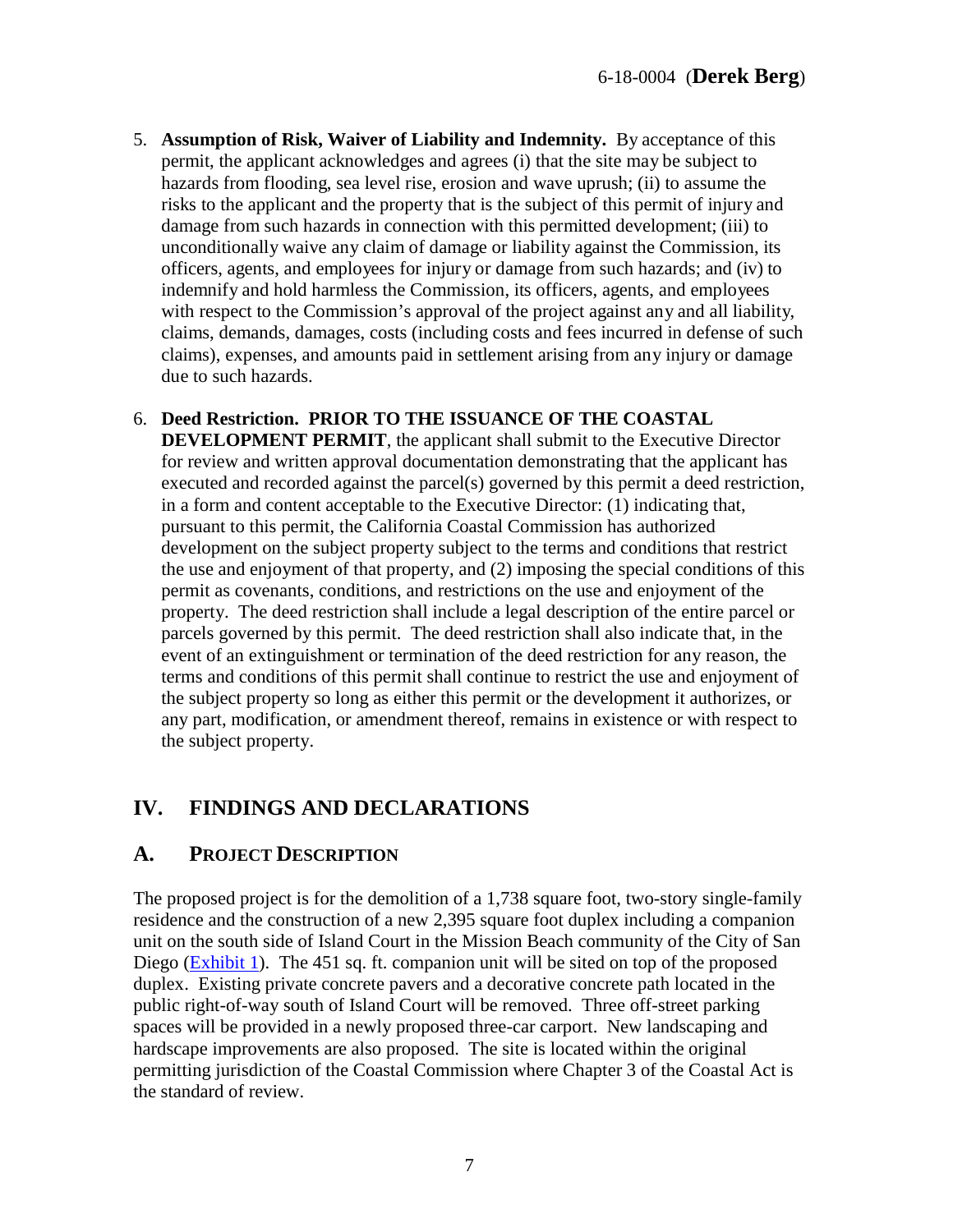5. **Assumption of Risk, Waiver of Liability and Indemnity.** By acceptance of this permit, the applicant acknowledges and agrees (i) that the site may be subject to hazards from flooding, sea level rise, erosion and wave uprush; (ii) to assume the risks to the applicant and the property that is the subject of this permit of injury and damage from such hazards in connection with this permitted development; (iii) to unconditionally waive any claim of damage or liability against the Commission, its officers, agents, and employees for injury or damage from such hazards; and (iv) to indemnify and hold harmless the Commission, its officers, agents, and employees with respect to the Commission's approval of the project against any and all liability, claims, demands, damages, costs (including costs and fees incurred in defense of such claims), expenses, and amounts paid in settlement arising from any injury or damage due to such hazards.

6. **Deed Restriction. PRIOR TO THE ISSUANCE OF THE COASTAL DEVELOPMENT PERMIT**, the applicant shall submit to the Executive Director for review and written approval documentation demonstrating that the applicant has executed and recorded against the parcel(s) governed by this permit a deed restriction, in a form and content acceptable to the Executive Director: (1) indicating that, pursuant to this permit, the California Coastal Commission has authorized development on the subject property subject to the terms and conditions that restrict the use and enjoyment of that property, and (2) imposing the special conditions of this permit as covenants, conditions, and restrictions on the use and enjoyment of the property. The deed restriction shall include a legal description of the entire parcel or parcels governed by this permit. The deed restriction shall also indicate that, in the event of an extinguishment or termination of the deed restriction for any reason, the terms and conditions of this permit shall continue to restrict the use and enjoyment of the subject property so long as either this permit or the development it authorizes, or any part, modification, or amendment thereof, remains in existence or with respect to the subject property.

## IV. FINDINGS AND DECLARATIONS

### A. PROJECT DESCRIPTION

The proposed project is for the demolition of a 1,738 square foot, two-story single-family residence and the construction of a new 2,395 square foot duplex including a companion unit on the south side of Island Court in the Mission Beach community of the City of San Diego (Exhibit 1). The 451 sq. ft. companion unit will be sited on top of the proposed duplex. Existing private concrete pavers and a decorative concrete path located in the public right-of-way south of Island Court will be removed. Three off-street parking spaces will be provided in a newly proposed three-car carport. New landscaping and hardscape improvements are also proposed. The site is located within the original permitting jurisdiction of the Coastal Commission where Chapter 3 of the Coastal Act is the standard of review.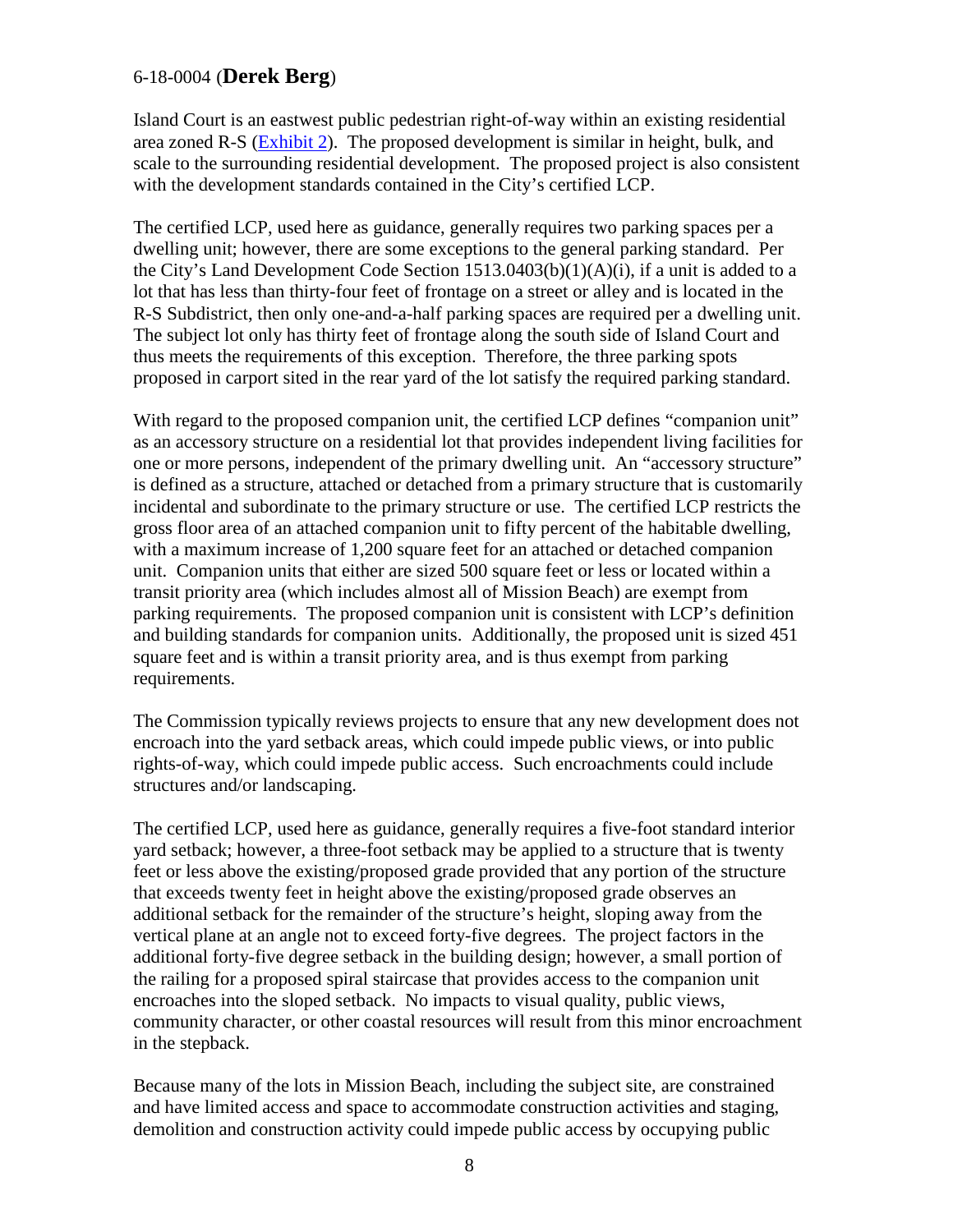6-18-0004 (**Derek Berg**)

Island Court is an eastwest public pedestrian right-of-way within an existing residential area zoned R-S (Exhibit 2). The proposed development is similar in height, bulk, and scale to the surrounding residential development. The proposed project is also consistent with the development standards contained in the City's certified LCP.

The certified LCP, used here as guidance, generally requires two parking spaces per a dwelling unit; however, there are some exceptions to the general parking standard. Per the City's Land Development Code Section 1513.0403(b)(1)(A)(i), if a unit is added to a lot that has less than thirty-four feet of frontage on a street or alley and is located in the R-S Subdistrict, then only one-and-a-half parking spaces are required per a dwelling unit. The subject lot only has thirty feet of frontage along the south side of Island Court and thus meets the requirements of this exception. Therefore, the three parking spots proposed in carport sited in the rear yard of the lot satisfy the required parking standard.

With regard to the proposed companion unit, the certified LCP defines "companion unit" as an accessory structure on a residential lot that provides independent living facilities for one or more persons, independent of the primary dwelling unit. An "accessory structure" is defined as a structure, attached or detached from a primary structure that is customarily incidental and subordinate to the primary structure or use. The certified LCP restricts the gross floor area of an attached companion unit to fifty percent of the habitable dwelling, with a maximum increase of 1,200 square feet for an attached or detached companion unit. Companion units that either are sized 500 square feet or less or located within a transit priority area (which includes almost all of Mission Beach) are exempt from parking requirements. The proposed companion unit is consistent with LCP's definition and building standards for companion units. Additionally, the proposed unit is sized 451 square feet and is within a transit priority area, and is thus exempt from parking requirements.

The Commission typically reviews projects to ensure that any new development does not encroach into the yard setback areas, which could impede public views, or into public rights-of-way, which could impede public access. Such encroachments could include structures and/or landscaping.

The certified LCP, used here as guidance, generally requires a five-foot standard interior yard setback; however, a three-foot setback may be applied to a structure that is twenty feet or less above the existing/proposed grade provided that any portion of the structure that exceeds twenty feet in height above the existing/proposed grade observes an additional setback for the remainder of the structure's height, sloping away from the vertical plane at an angle not to exceed forty-five degrees. The project factors in the additional forty-five degree setback in the building design; however, a small portion of the railing for a proposed spiral staircase that provides access to the companion unit encroaches into the sloped setback. No impacts to visual quality, public views, community character, or other coastal resources will result from this minor encroachment in the stepback.

Because many of the lots in Mission Beach, including the subject site, are constrained and have limited access and space to accommodate construction activities and staging, demolition and construction activity could impede public access by occupying public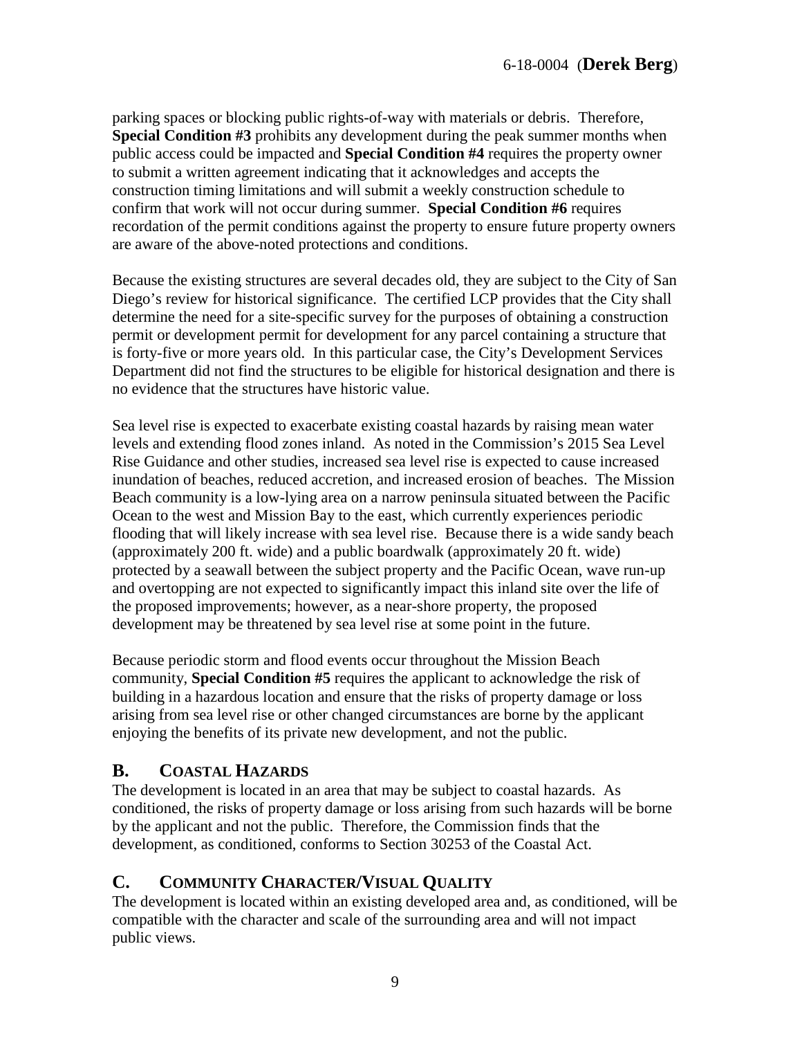parking spaces or blocking public rights-of-way with materials or debris. Therefore, **Special Condition #3** prohibits any development during the peak summer months when public access could be impacted and **Special Condition #4** requires the property owner to submit a written agreement indicating that it acknowledges and accepts the construction timing limitations and will submit a weekly construction schedule to confirm that work will not occur during summer. **Special Condition #6** requires recordation of the permit conditions against the property to ensure future property owners are aware of the above-noted protections and conditions.

Because the existing structures are several decades old, they are subject to the City of San Diego's review for historical significance. The certified LCP provides that the City shall determine the need for a site-specific survey for the purposes of obtaining a construction permit or development permit for development for any parcel containing a structure that is forty-five or more years old. In this particular case, the City's Development Services Department did not find the structures to be eligible for historical designation and there is no evidence that the structures have historic value.

Sea level rise is expected to exacerbate existing coastal hazards by raising mean water levels and extending flood zones inland. As noted in the Commission's 2015 Sea Level Rise Guidance and other studies, increased sea level rise is expected to cause increased inundation of beaches, reduced accretion, and increased erosion of beaches. The Mission Beach community is a low-lying area on a narrow peninsula situated between the Pacific Ocean to the west and Mission Bay to the east, which currently experiences periodic flooding that will likely increase with sea level rise. Because there is a wide sandy beach (approximately 200 ft. wide) and a public boardwalk (approximately 20 ft. wide) protected by a seawall between the subject property and the Pacific Ocean, wave run-up and overtopping are not expected to significantly impact this inland site over the life of the proposed improvements; however, as a near-shore property, the proposed development may be threatened by sea level rise at some point in the future.

Because periodic storm and flood events occur throughout the Mission Beach community, **Special Condition #5** requires the applicant to acknowledge the risk of building in a hazardous location and ensure that the risks of property damage or loss arising from sea level rise or other changed circumstances are borne by the applicant enjoying the benefits of its private new development, and not the public.

## B. COASTAL HAZARDS

The development is located in an area that may be subject to coastal hazards. As conditioned, the risks of property damage or loss arising from such hazards will be borne by the applicant and not the public. Therefore, the Commission finds that the development, as conditioned, conforms to Section 30253 of the Coastal Act.

## C. COMMUNITY CHARACTER/VISUAL QUALITY

The development is located within an existing developed area and, as conditioned, will be compatible with the character and scale of the surrounding area and will not impact public views.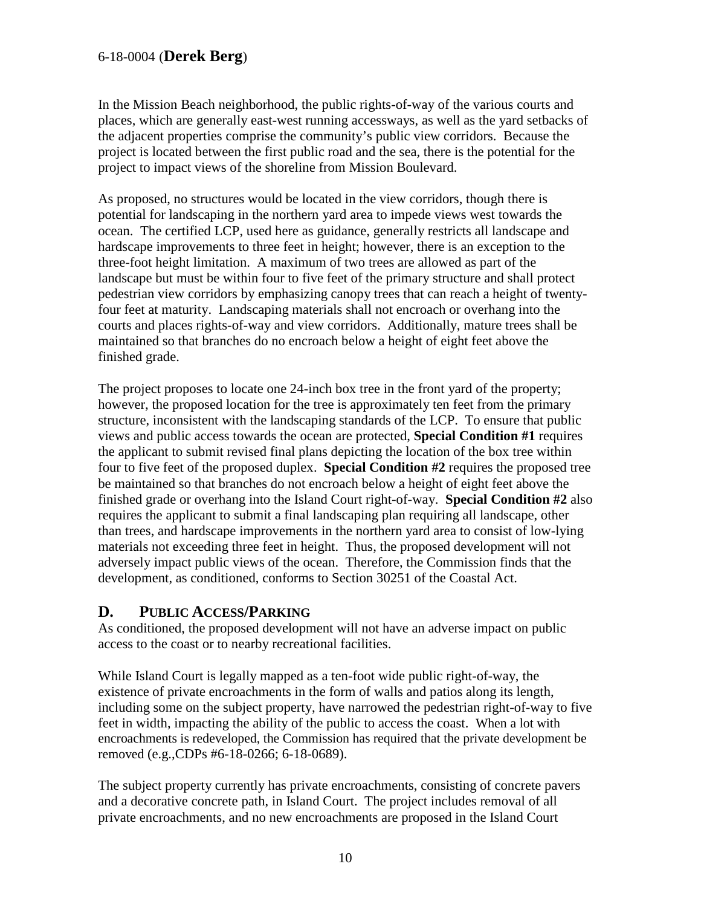In the Mission Beach neighborhood, the public rights-of-way of the various courts and places, which are generally east-west running accessways, as well as the yard setbacks of the adjacent properties comprise the community's public view corridors. Because the project is located between the first public road and the sea, there is the potential for the project to impact views of the shoreline from Mission Boulevard.

As proposed, no structures would be located in the view corridors, though there is potential for landscaping in the northern yard area to impede views west towards the ocean. The certified LCP, used here as guidance, generally restricts all landscape and hardscape improvements to three feet in height; however, there is an exception to the three-foot height limitation. A maximum of two trees are allowed as part of the landscape but must be within four to five feet of the primary structure and shall protect pedestrian view corridors by emphasizing canopy trees that can reach a height of twenty-four feet at maturity. Landscaping materials shall not encroach or overhang into the courts and places rights-of-way and view corridors. Additionally, mature trees shall be maintained so that branches do no encroach below a height of eight feet above the finished grade.

The project proposes to locate one 24-inch box tree in the front yard of the property; however, the proposed location for the tree is approximately ten feet from the primary structure, inconsistent with the landscaping standards of the LCP. To ensure that public views and public access towards the ocean are protected, **Special Condition #1** requires the applicant to submit revised final plans depicting the location of the box tree within four to five feet of the proposed duplex. **Special Condition #2** requires the proposed tree be maintained so that branches do not encroach below a height of eight feet above the finished grade or overhang into the Island Court right-of-way. **Special Condition #2** also requires the applicant to submit a final landscaping plan requiring all landscape, other than trees, and hardscape improvements in the northern yard area to consist of low-lying materials not exceeding three feet in height. Thus, the proposed development will not adversely impact public views of the ocean. Therefore, the Commission finds that the development, as conditioned, conforms to Section 30251 of the Coastal Act.

## D. PUBLIC ACCESS/PARKING

As conditioned, the proposed development will not have an adverse impact on public access to the coast or to nearby recreational facilities.

While Island Court is legally mapped as a ten-foot wide public right-of-way, the existence of private encroachments in the form of walls and patios along its length, including some on the subject property, have narrowed the pedestrian right-of-way to five feet in width, impacting the ability of the public to access the coast. When a lot with encroachments is redeveloped, the Commission has required that the private development be removed (e.g.,CDPs #6-18-0266; 6-18-0689).

The subject property currently has private encroachments, consisting of concrete pavers and a decorative concrete path, in Island Court. The project includes removal of all private encroachments, and no new encroachments are proposed in the Island Court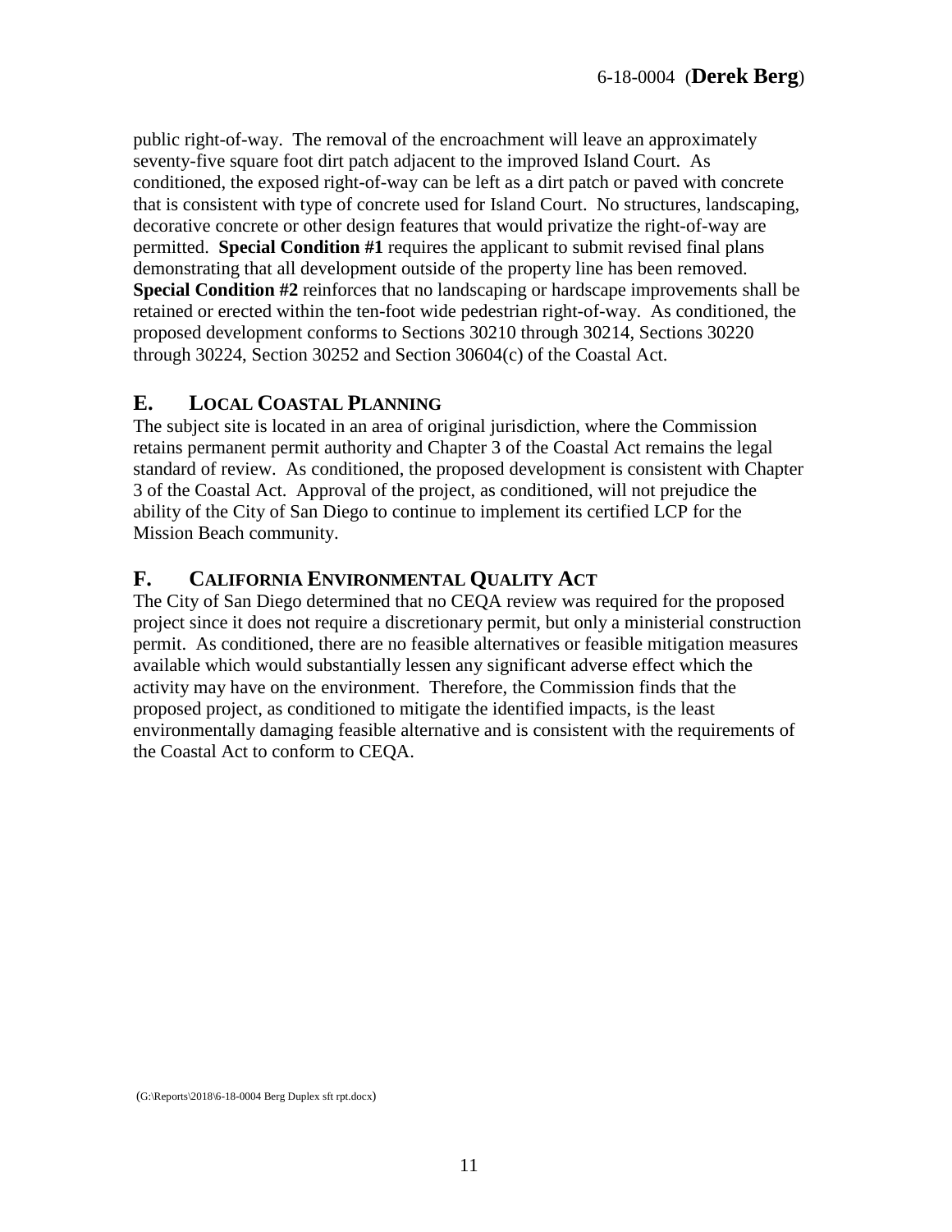public right-of-way. The removal of the encroachment will leave an approximately seventy-five square foot dirt patch adjacent to the improved Island Court. As conditioned, the exposed right-of-way can be left as a dirt patch or paved with concrete that is consistent with type of concrete used for Island Court. No structures, landscaping, decorative concrete or other design features that would privatize the right-of-way are permitted. **Special Condition #1** requires the applicant to submit revised final plans demonstrating that all development outside of the property line has been removed. **Special Condition #2** reinforces that no landscaping or hardscape improvements shall be retained or erected within the ten-foot wide pedestrian right-of-way. As conditioned, the proposed development conforms to Sections 30210 through 30214, Sections 30220 through 30224, Section 30252 and Section 30604(c) of the Coastal Act.

## E. LOCAL COASTAL PLANNING

The subject site is located in an area of original jurisdiction, where the Commission retains permanent permit authority and Chapter 3 of the Coastal Act remains the legal standard of review. As conditioned, the proposed development is consistent with Chapter 3 of the Coastal Act. Approval of the project, as conditioned, will not prejudice the ability of the City of San Diego to continue to implement its certified LCP for the Mission Beach community.

## F. CALIFORNIA ENVIRONMENTAL QUALITY ACT

The City of San Diego determined that no CEQA review was required for the proposed project since it does not require a discretionary permit, but only a ministerial construction permit. As conditioned, there are no feasible alternatives or feasible mitigation measures available which would substantially lessen any significant adverse effect which the activity may have on the environment. Therefore, the Commission finds that the proposed project, as conditioned to mitigate the identified impacts, is the least environmentally damaging feasible alternative and is consistent with the requirements of the Coastal Act to conform to CEQA.

(G:\Reports\2018\6-18-0004 Berg Duplex sft rpt.docx)